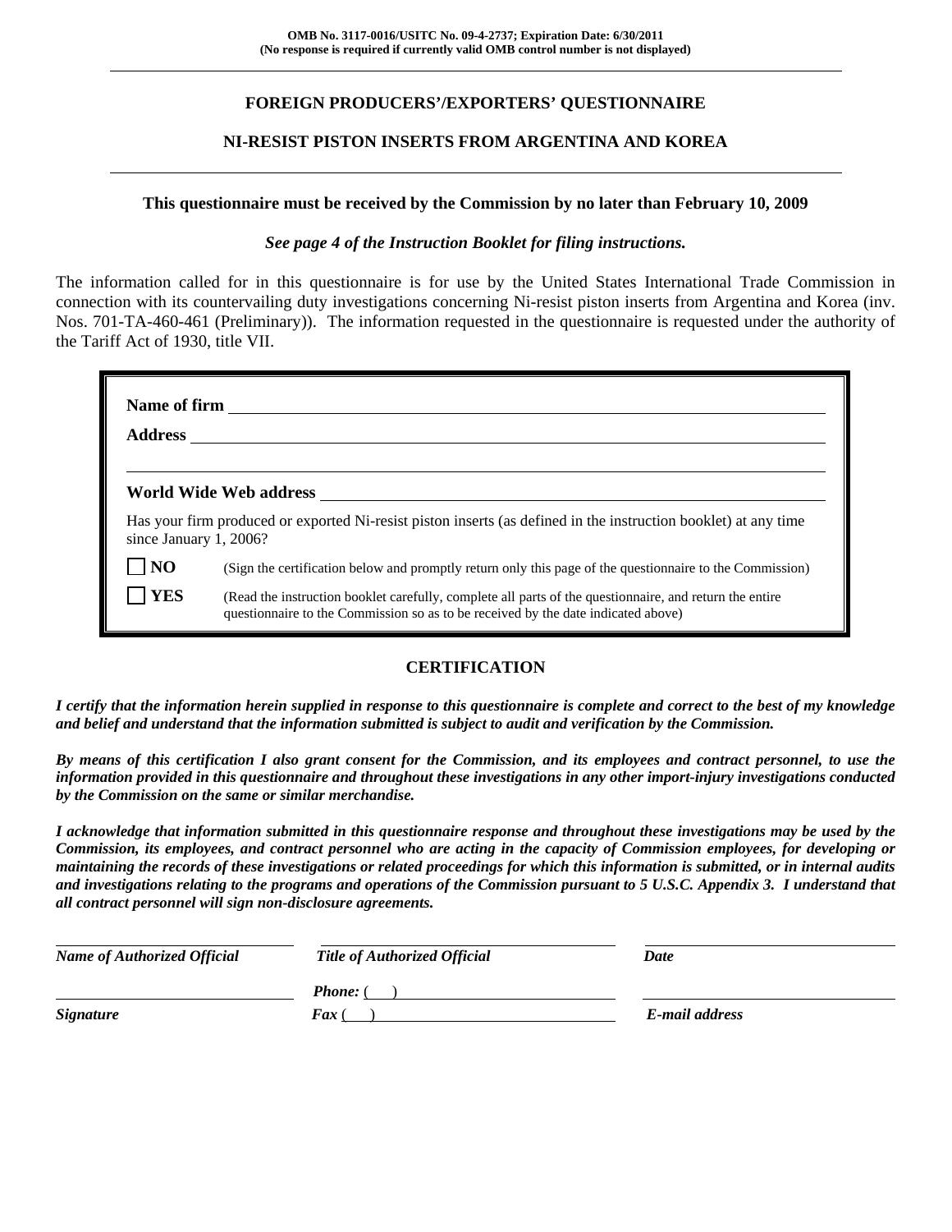**OMB No. 3117-0016/USITC No. 09-4-2737; Expiration Date: 6/30/2011**
**(No response is required if currently valid OMB control number is not displayed)**

---

## FOREIGN PRODUCERS'/EXPORTERS' QUESTIONNAIRE

## NI-RESIST PISTON INSERTS FROM ARGENTINA AND KOREA

---

**This questionnaire must be received by the Commission by no later than February 10, 2009**

***See page 4 of the Instruction Booklet for filing instructions.***

The information called for in this questionnaire is for use by the United States International Trade Commission in connection with its countervailing duty investigations concerning Ni-resist piston inserts from Argentina and Korea (inv. Nos. 701-TA-460-461 (Preliminary)). The information requested in the questionnaire is requested under the authority of the Tariff Act of 1930, title VII.

**Name of firm** ______________________________________________

**Address** ______________________________________________

______________________________________________

**World Wide Web address** ______________________________________________

Has your firm produced or exported Ni-resist piston inserts (as defined in the instruction booklet) at any time since January 1, 2006?

☐ **NO** (Sign the certification below and promptly return only this page of the questionnaire to the Commission)

☐ **YES** (Read the instruction booklet carefully, complete all parts of the questionnaire, and return the entire questionnaire to the Commission so as to be received by the date indicated above)

### CERTIFICATION

***I certify that the information herein supplied in response to this questionnaire is complete and correct to the best of my knowledge and belief and understand that the information submitted is subject to audit and verification by the Commission.***

***By means of this certification I also grant consent for the Commission, and its employees and contract personnel, to use the information provided in this questionnaire and throughout these investigations in any other import-injury investigations conducted by the Commission on the same or similar merchandise.***

***I acknowledge that information submitted in this questionnaire response and throughout these investigations may be used by the Commission, its employees, and contract personnel who are acting in the capacity of Commission employees, for developing or maintaining the records of these investigations or related proceedings for which this information is submitted, or in internal audits and investigations relating to the programs and operations of the Commission pursuant to 5 U.S.C. Appendix 3. I understand that all contract personnel will sign non-disclosure agreements.***

| ______________________ | ______________________ | ______________________ |
|---|---|---|
| ***Name of Authorized Official*** | ***Title of Authorized Official*** | ***Date*** |
| ______________________ | ***Phone:*** ( ) ______________ | ______________________ |
| ***Signature*** | ***Fax*** ( ) ______________ | ***E-mail address*** |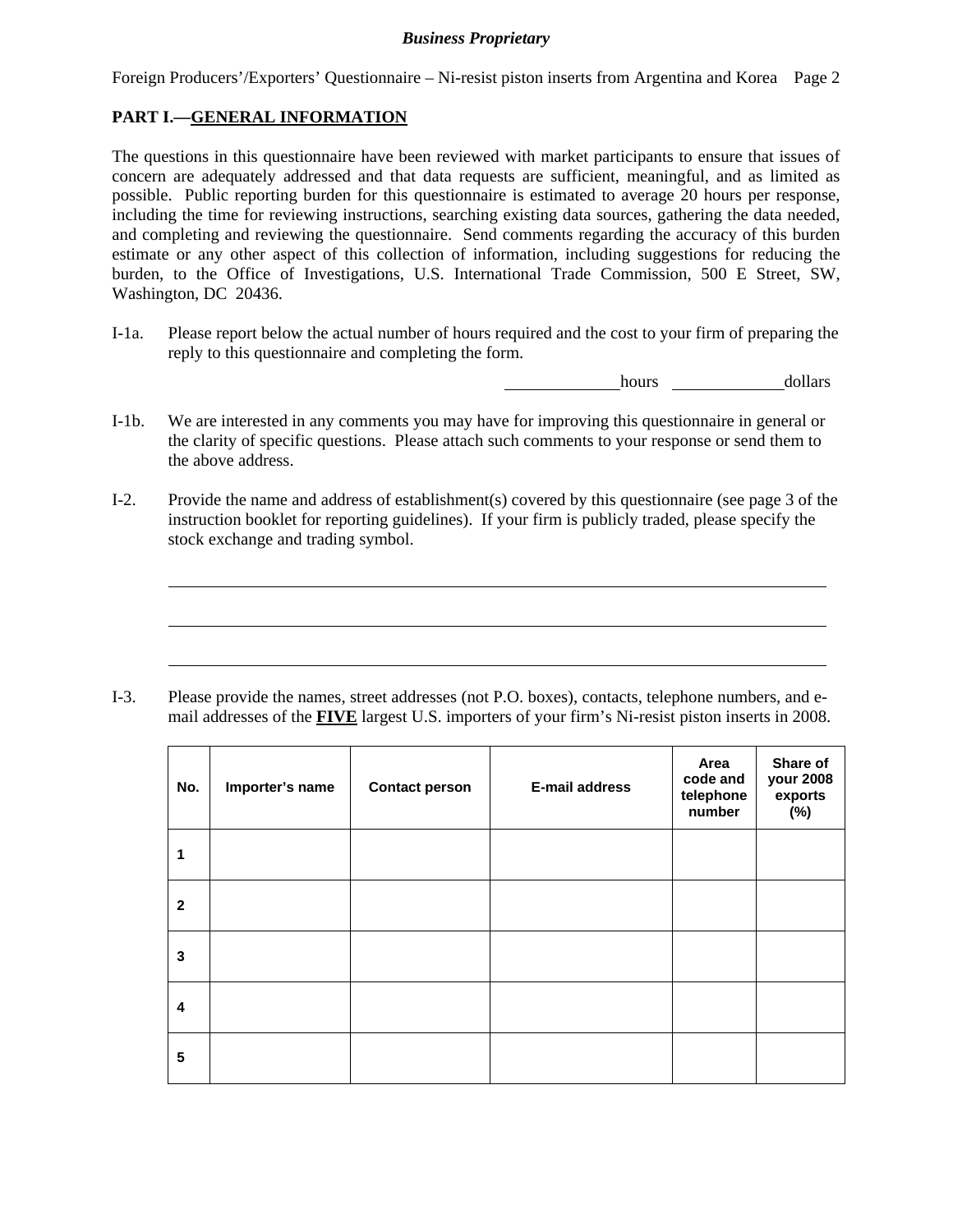## PART I.—GENERAL INFORMATION

The questions in this questionnaire have been reviewed with market participants to ensure that issues of concern are adequately addressed and that data requests are sufficient, meaningful, and as limited as possible. Public reporting burden for this questionnaire is estimated to average 20 hours per response, including the time for reviewing instructions, searching existing data sources, gathering the data needed, and completing and reviewing the questionnaire. Send comments regarding the accuracy of this burden estimate or any other aspect of this collection of information, including suggestions for reducing the burden, to the Office of Investigations, U.S. International Trade Commission, 500 E Street, SW, Washington, DC 20436.

I-1a. Please report below the actual number of hours required and the cost to your firm of preparing the reply to this questionnaire and completing the form.

______________hours ______________dollars

I-1b. We are interested in any comments you may have for improving this questionnaire in general or the clarity of specific questions. Please attach such comments to your response or send them to the above address.

I-2. Provide the name and address of establishment(s) covered by this questionnaire (see page 3 of the instruction booklet for reporting guidelines). If your firm is publicly traded, please specify the stock exchange and trading symbol.

______________________________________________________________________________

______________________________________________________________________________

______________________________________________________________________________

I-3. Please provide the names, street addresses (not P.O. boxes), contacts, telephone numbers, and e-mail addresses of the **FIVE** largest U.S. importers of your firm's Ni-resist piston inserts in 2008.

| No. | Importer's name | Contact person | E-mail address | Area code and telephone number | Share of your 2008 exports (%) |
|---|---|---|---|---|---|
| 1 | | | | | |
| 2 | | | | | |
| 3 | | | | | |
| 4 | | | | | |
| 5 | | | | | |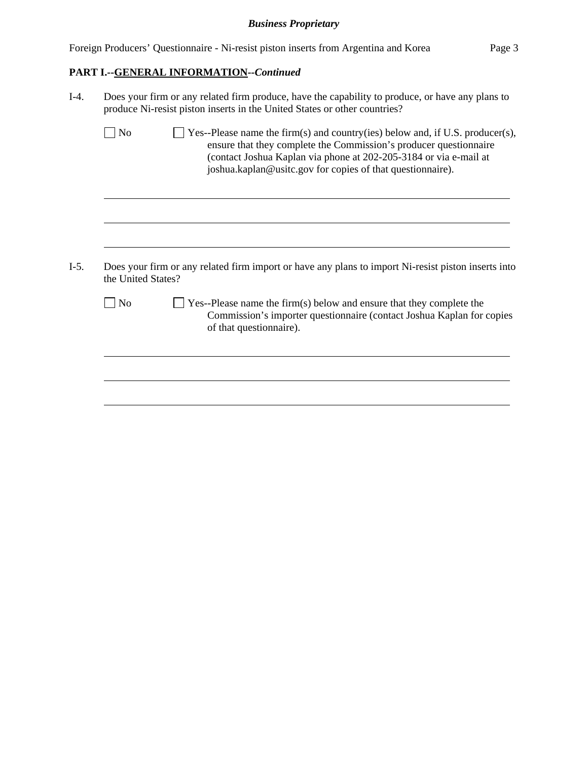**PART I.--GENERAL INFORMATION--*Continued***

I-4. Does your firm or any related firm produce, have the capability to produce, or have any plans to produce Ni-resist piston inserts in the United States or other countries?

☐ No ☐ Yes--Please name the firm(s) and country(ies) below and, if U.S. producer(s), ensure that they complete the Commission's producer questionnaire (contact Joshua Kaplan via phone at 202-205-3184 or via e-mail at joshua.kaplan@usitc.gov for copies of that questionnaire).

______________________________________________________________________

______________________________________________________________________

______________________________________________________________________

I-5. Does your firm or any related firm import or have any plans to import Ni-resist piston inserts into the United States?

☐ No ☐ Yes--Please name the firm(s) below and ensure that they complete the Commission's importer questionnaire (contact Joshua Kaplan for copies of that questionnaire).

______________________________________________________________________

______________________________________________________________________

______________________________________________________________________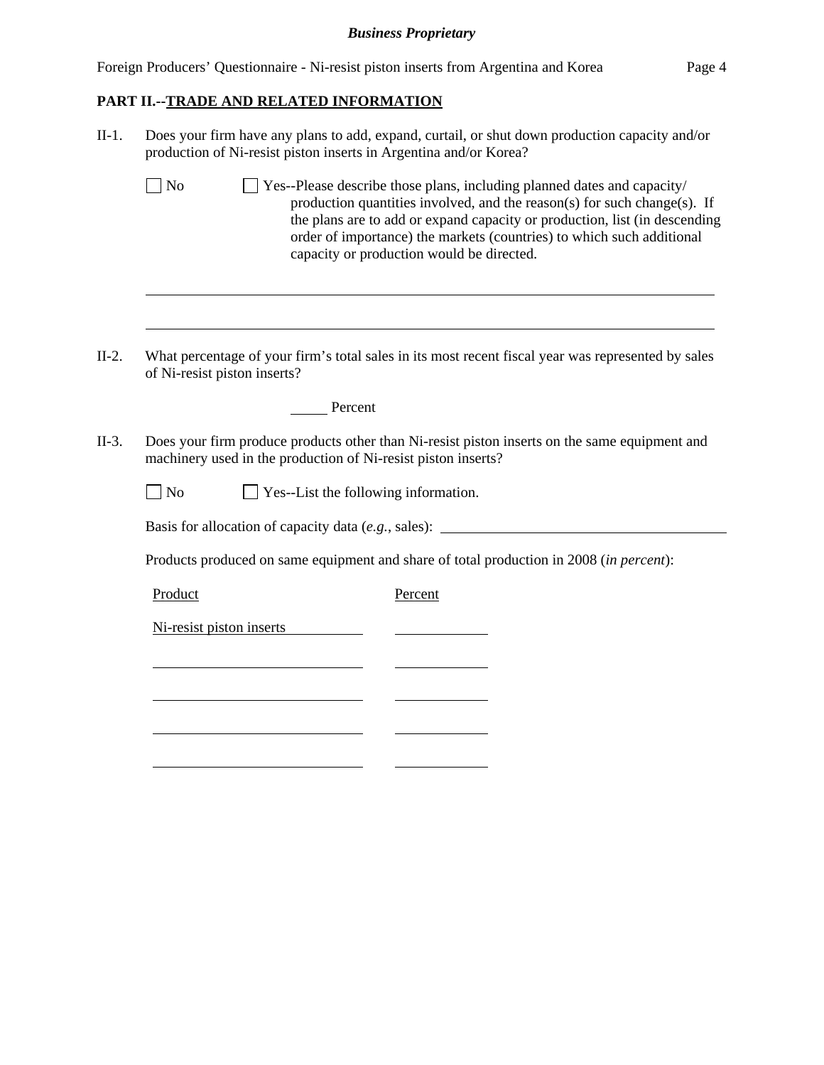**PART II.--TRADE AND RELATED INFORMATION**

II-1. Does your firm have any plans to add, expand, curtail, or shut down production capacity and/or production of Ni-resist piston inserts in Argentina and/or Korea?

☐ No ☐ Yes--Please describe those plans, including planned dates and capacity/ production quantities involved, and the reason(s) for such change(s). If the plans are to add or expand capacity or production, list (in descending order of importance) the markets (countries) to which such additional capacity or production would be directed.

______________________________________________________________________

______________________________________________________________________

II-2. What percentage of your firm's total sales in its most recent fiscal year was represented by sales of Ni-resist piston inserts?

_____ Percent

II-3. Does your firm produce products other than Ni-resist piston inserts on the same equipment and machinery used in the production of Ni-resist piston inserts?

☐ No ☐ Yes--List the following information.

Basis for allocation of capacity data (*e.g.*, sales): ______________________________

Products produced on same equipment and share of total production in 2008 (*in percent*):

| Product | Percent |
|---|---|
| Ni-resist piston inserts | |
| | |
| | |
| | |
| | |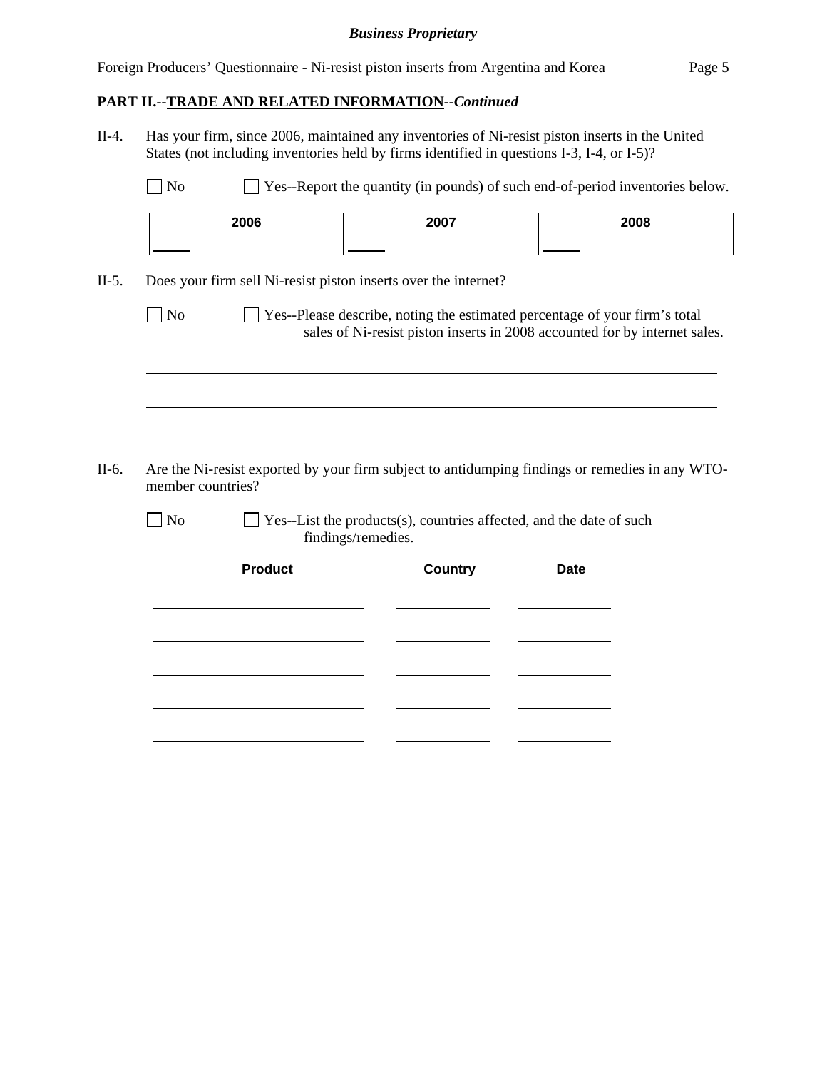**PART II.--TRADE AND RELATED INFORMATION--*Continued***

II-4. Has your firm, since 2006, maintained any inventories of Ni-resist piston inserts in the United States (not including inventories held by firms identified in questions I-3, I-4, or I-5)?

☐ No ☐ Yes--Report the quantity (in pounds) of such end-of-period inventories below.

| 2006 | 2007 | 2008 |
|---|---|---|
| _____ | _____ | _____ |

II-5. Does your firm sell Ni-resist piston inserts over the internet?

☐ No ☐ Yes--Please describe, noting the estimated percentage of your firm's total sales of Ni-resist piston inserts in 2008 accounted for by internet sales.

_______________________________________________________________

_______________________________________________________________

_______________________________________________________________

II-6. Are the Ni-resist exported by your firm subject to antidumping findings or remedies in any WTO-member countries?

☐ No ☐ Yes--List the products(s), countries affected, and the date of such findings/remedies.

| Product | Country | Date |
|---|---|---|
| | | |
| | | |
| | | |
| | | |
| | | |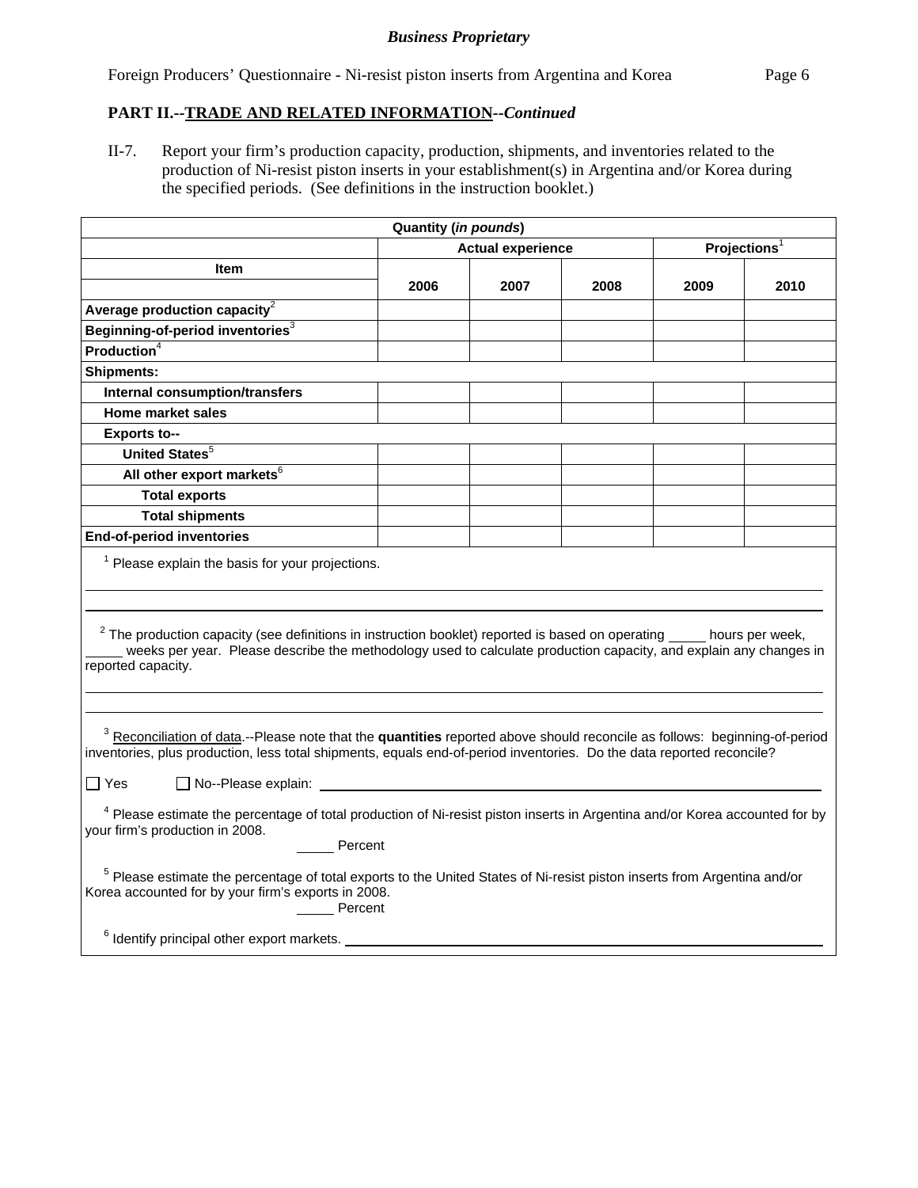*Business Proprietary*

## PART II.--TRADE AND RELATED INFORMATION--*Continued*

II-7. Report your firm's production capacity, production, shipments, and inventories related to the production of Ni-resist piston inserts in your establishment(s) in Argentina and/or Korea during the specified periods. (See definitions in the instruction booklet.)

| Quantity (*in pounds*) | | | | | |
|---|---|---|---|---|---|
| | Actual experience | | | Projections[1] | |
| Item | 2006 | 2007 | 2008 | 2009 | 2010 |
| **Average production capacity**[2] | | | | | |
| **Beginning-of-period inventories**[3] | | | | | |
| **Production**[4] | | | | | |
| **Shipments:** | | | | | |
| **Internal consumption/transfers** | | | | | |
| **Home market sales** | | | | | |
| **Exports to--** | | | | | |
| **United States**[5] | | | | | |
| **All other export markets**[6] | | | | | |
| **Total exports** | | | | | |
| **Total shipments** | | | | | |
| **End-of-period inventories** | | | | | |

[1] Please explain the basis for your projections.

[2] The production capacity (see definitions in instruction booklet) reported is based on operating _____ hours per week, _____ weeks per year. Please describe the methodology used to calculate production capacity, and explain any changes in reported capacity.

[3] Reconciliation of data.--Please note that the **quantities** reported above should reconcile as follows: beginning-of-period inventories, plus production, less total shipments, equals end-of-period inventories. Do the data reported reconcile?

☐ Yes ☐ No--Please explain: ____________________

[4] Please estimate the percentage of total production of Ni-resist piston inserts in Argentina and/or Korea accounted for by your firm's production in 2008.

_____ Percent

[5] Please estimate the percentage of total exports to the United States of Ni-resist piston inserts from Argentina and/or Korea accounted for by your firm's exports in 2008.

_____ Percent

[6] Identify principal other export markets. ____________________